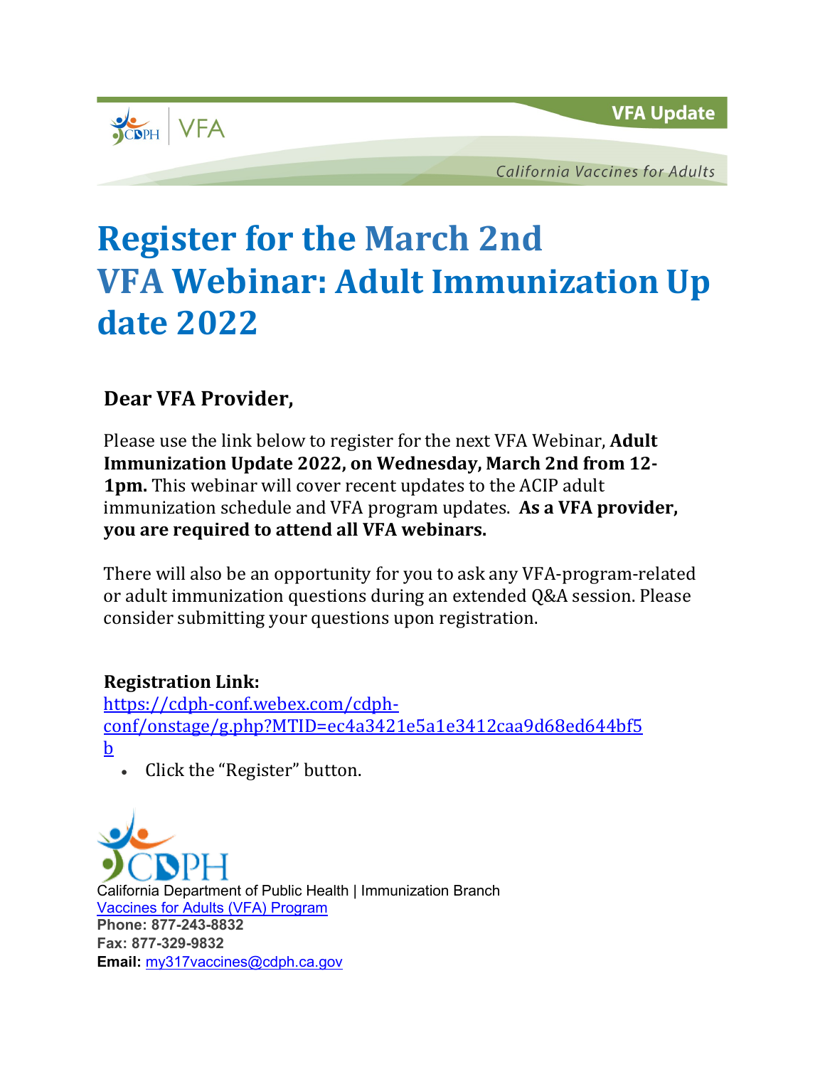VFA Update

California Vaccines for Adults

# Register for the March 2nd VFA Webinar: Adult Immunization Update 2022

**Dear VFA Provider,**

Please use the link below to register for the next VFA Webinar, **Adult Immunization Update 2022, on Wednesday, March 2nd from 12-1pm.** This webinar will cover recent updates to the ACIP adult immunization schedule and VFA program updates. **As a VFA provider, you are required to attend all VFA webinars.**

There will also be an opportunity for you to ask any VFA-program-related or adult immunization questions during an extended Q&A session. Please consider submitting your questions upon registration.

**Registration Link:**
[https://cdph-conf.webex.com/cdph-conf/onstage/g.php?MTID=ec4a3421e5a1e3412caa9d68ed644bf5b](https://cdph-conf.webex.com/cdph-conf/onstage/g.php?MTID=ec4a3421e5a1e3412caa9d68ed644bf5b)

- Click the "Register" button.

California Department of Public Health | Immunization Branch
Vaccines for Adults (VFA) Program
**Phone: 877-243-8832**
**Fax: 877-329-9832**
**Email:** my317vaccines@cdph.ca.gov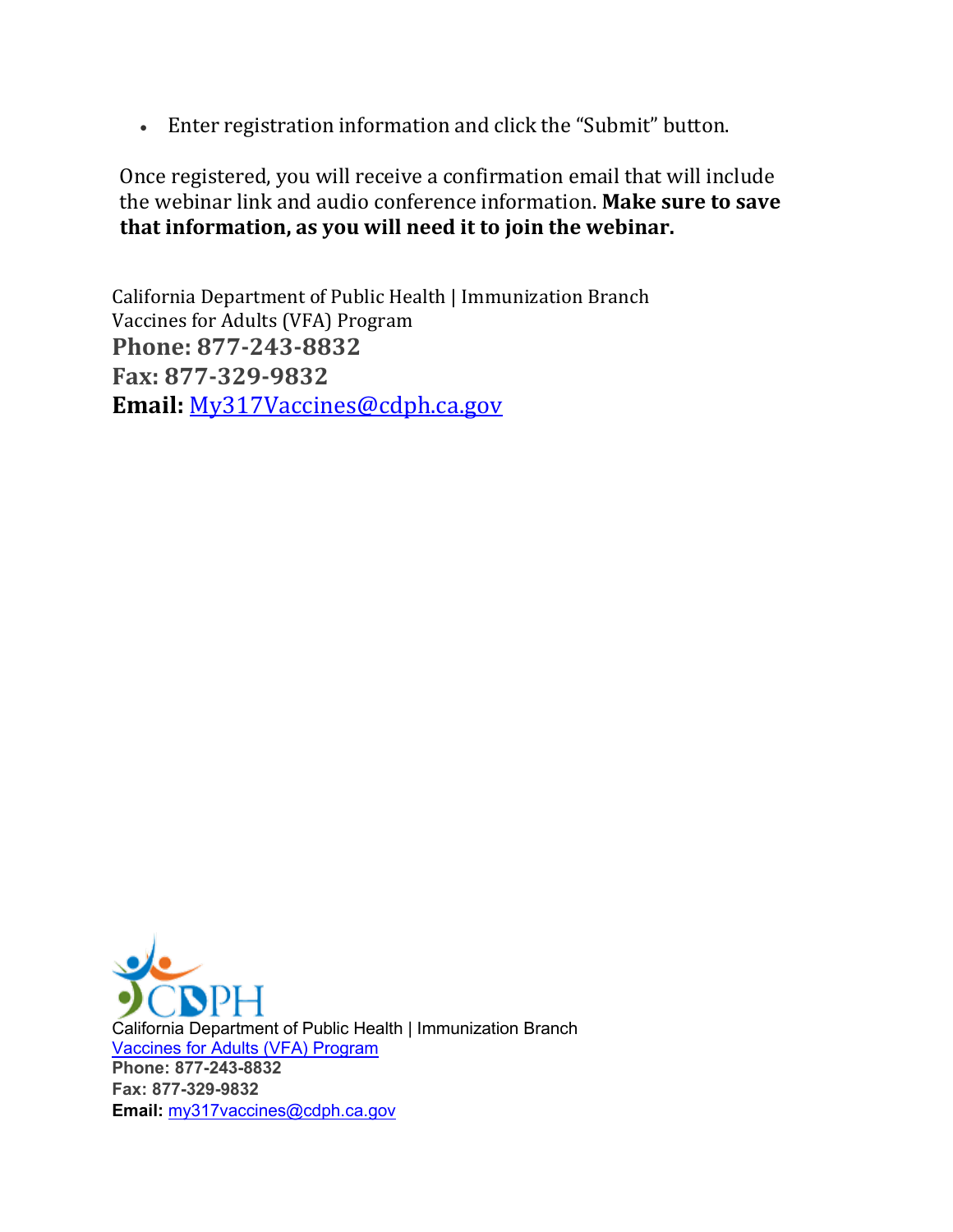- Enter registration information and click the "Submit" button.

Once registered, you will receive a confirmation email that will include the webinar link and audio conference information. **Make sure to save that information, as you will need it to join the webinar.**

California Department of Public Health | Immunization Branch
Vaccines for Adults (VFA) Program
**Phone: 877-243-8832**
**Fax: 877-329-9832**
**Email:** My317Vaccines@cdph.ca.gov

California Department of Public Health | Immunization Branch
Vaccines for Adults (VFA) Program
**Phone: 877-243-8832**
**Fax: 877-329-9832**
**Email:** my317vaccines@cdph.ca.gov